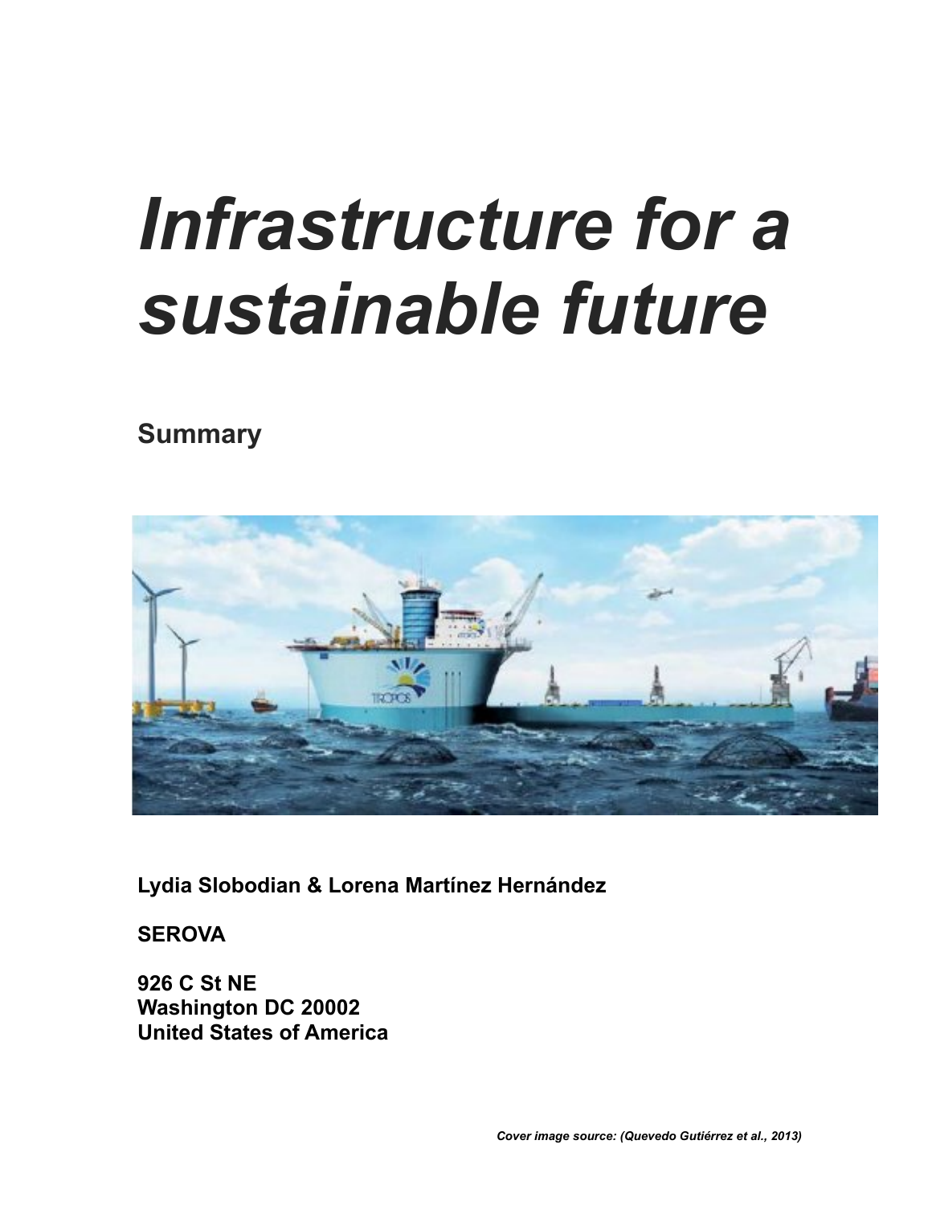# *Infrastructure for a sustainable future*

## Summary

**Lydia Slobodian & Lorena Martínez Hernández**

**SEROVA**

**926 C St NE**
**Washington DC 20002**
**United States of America**

***Cover image source: (Quevedo Gutiérrez et al., 2013)***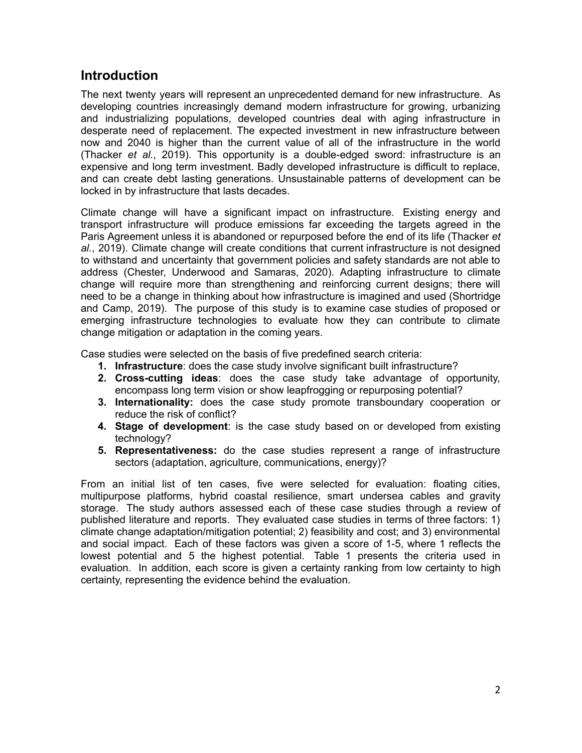## Introduction

The next twenty years will represent an unprecedented demand for new infrastructure. As developing countries increasingly demand modern infrastructure for growing, urbanizing and industrializing populations, developed countries deal with aging infrastructure in desperate need of replacement. The expected investment in new infrastructure between now and 2040 is higher than the current value of all of the infrastructure in the world (Thacker *et al.*, 2019). This opportunity is a double-edged sword: infrastructure is an expensive and long term investment. Badly developed infrastructure is difficult to replace, and can create debt lasting generations. Unsustainable patterns of development can be locked in by infrastructure that lasts decades.

Climate change will have a significant impact on infrastructure. Existing energy and transport infrastructure will produce emissions far exceeding the targets agreed in the Paris Agreement unless it is abandoned or repurposed before the end of its life (Thacker *et al.*, 2019). Climate change will create conditions that current infrastructure is not designed to withstand and uncertainty that government policies and safety standards are not able to address (Chester, Underwood and Samaras, 2020). Adapting infrastructure to climate change will require more than strengthening and reinforcing current designs; there will need to be a change in thinking about how infrastructure is imagined and used (Shortridge and Camp, 2019). The purpose of this study is to examine case studies of proposed or emerging infrastructure technologies to evaluate how they can contribute to climate change mitigation or adaptation in the coming years.

Case studies were selected on the basis of five predefined search criteria:

1. **Infrastructure**: does the case study involve significant built infrastructure?
2. **Cross-cutting ideas**: does the case study take advantage of opportunity, encompass long term vision or show leapfrogging or repurposing potential?
3. **Internationality:** does the case study promote transboundary cooperation or reduce the risk of conflict?
4. **Stage of development**: is the case study based on or developed from existing technology?
5. **Representativeness:** do the case studies represent a range of infrastructure sectors (adaptation, agriculture, communications, energy)?

From an initial list of ten cases, five were selected for evaluation: floating cities, multipurpose platforms, hybrid coastal resilience, smart undersea cables and gravity storage. The study authors assessed each of these case studies through a review of published literature and reports. They evaluated case studies in terms of three factors: 1) climate change adaptation/mitigation potential; 2) feasibility and cost; and 3) environmental and social impact. Each of these factors was given a score of 1-5, where 1 reflects the lowest potential and 5 the highest potential. Table 1 presents the criteria used in evaluation. In addition, each score is given a certainty ranking from low certainty to high certainty, representing the evidence behind the evaluation.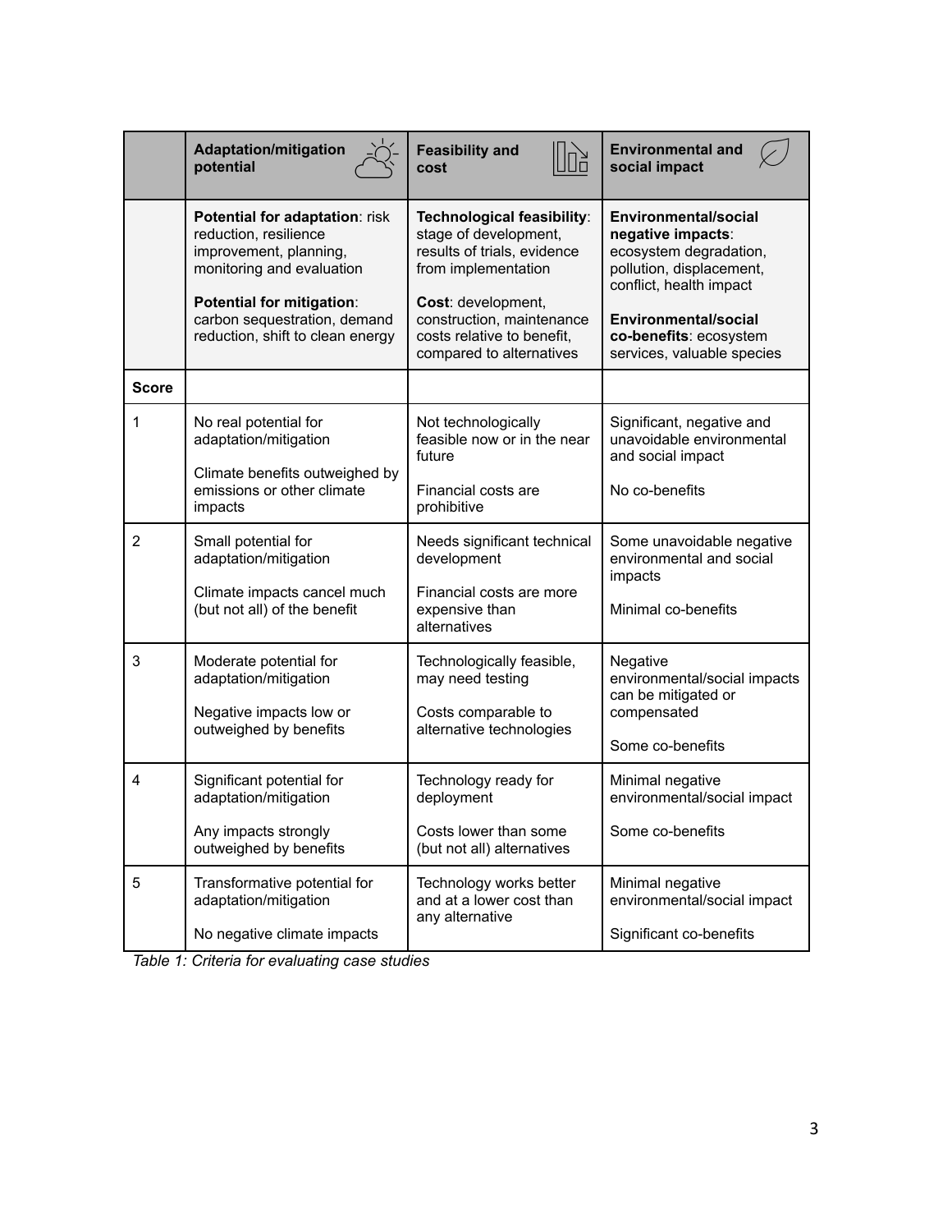| | Adaptation/mitigation potential | Feasibility and cost | Environmental and social impact |
|---|---|---|---|
| | **Potential for adaptation**: risk reduction, resilience improvement, planning, monitoring and evaluation<br><br>**Potential for mitigation**: carbon sequestration, demand reduction, shift to clean energy | **Technological feasibility**: stage of development, results of trials, evidence from implementation<br><br>**Cost**: development, construction, maintenance costs relative to benefit, compared to alternatives | **Environmental/social negative impacts**: ecosystem degradation, pollution, displacement, conflict, health impact<br><br>**Environmental/social co-benefits**: ecosystem services, valuable species |
| **Score** | | | |
| 1 | No real potential for adaptation/mitigation<br><br>Climate benefits outweighed by emissions or other climate impacts | Not technologically feasible now or in the near future<br><br>Financial costs are prohibitive | Significant, negative and unavoidable environmental and social impact<br><br>No co-benefits |
| 2 | Small potential for adaptation/mitigation<br><br>Climate impacts cancel much (but not all) of the benefit | Needs significant technical development<br><br>Financial costs are more expensive than alternatives | Some unavoidable negative environmental and social impacts<br><br>Minimal co-benefits |
| 3 | Moderate potential for adaptation/mitigation<br><br>Negative impacts low or outweighed by benefits | Technologically feasible, may need testing<br><br>Costs comparable to alternative technologies | Negative environmental/social impacts can be mitigated or compensated<br><br>Some co-benefits |
| 4 | Significant potential for adaptation/mitigation<br><br>Any impacts strongly outweighed by benefits | Technology ready for deployment<br><br>Costs lower than some (but not all) alternatives | Minimal negative environmental/social impact<br><br>Some co-benefits |
| 5 | Transformative potential for adaptation/mitigation<br><br>No negative climate impacts | Technology works better and at a lower cost than any alternative | Minimal negative environmental/social impact<br><br>Significant co-benefits |

*Table 1: Criteria for evaluating case studies*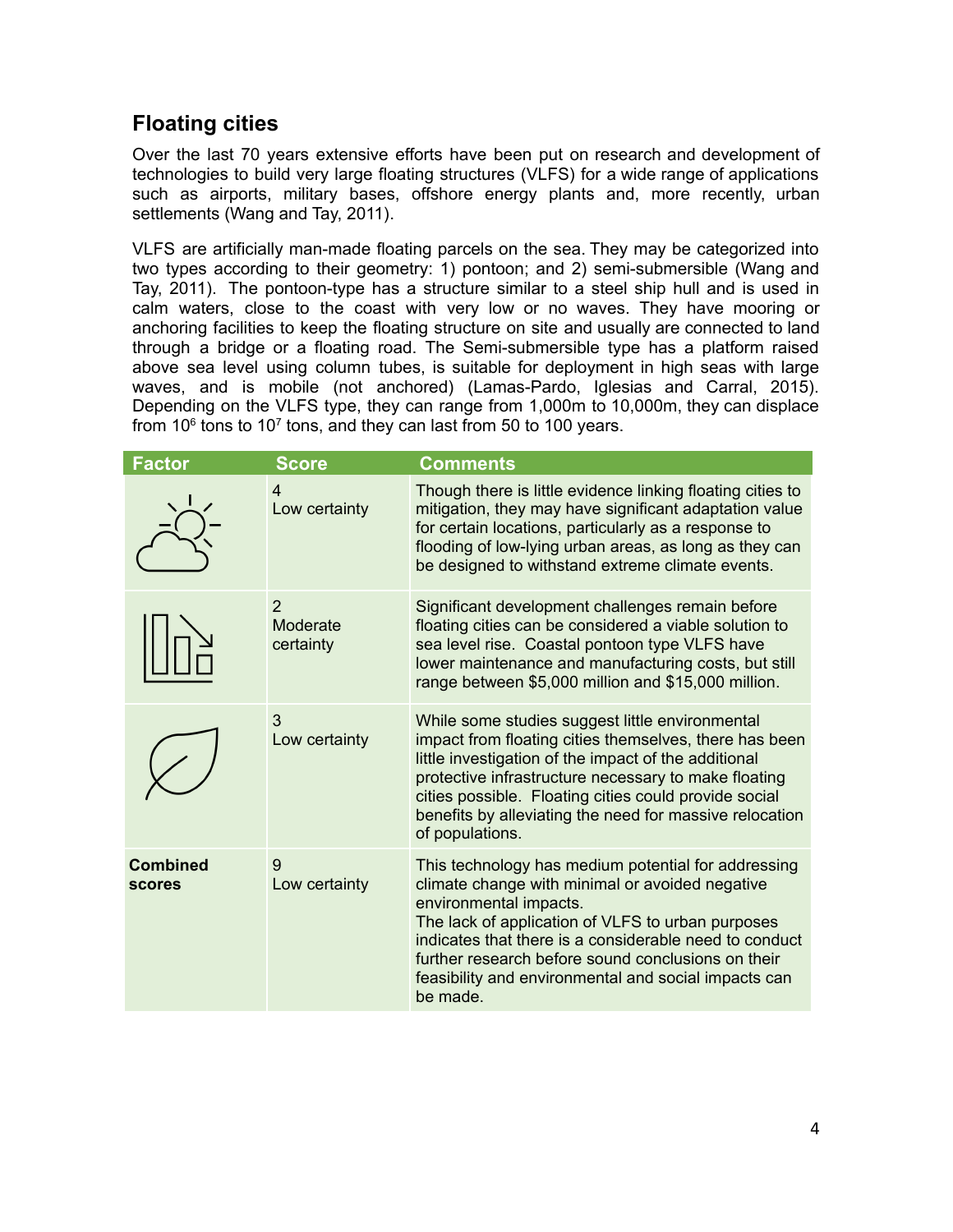## Floating cities

Over the last 70 years extensive efforts have been put on research and development of technologies to build very large floating structures (VLFS) for a wide range of applications such as airports, military bases, offshore energy plants and, more recently, urban settlements (Wang and Tay, 2011).

VLFS are artificially man-made floating parcels on the sea. They may be categorized into two types according to their geometry: 1) pontoon; and 2) semi-submersible (Wang and Tay, 2011). The pontoon-type has a structure similar to a steel ship hull and is used in calm waters, close to the coast with very low or no waves. They have mooring or anchoring facilities to keep the floating structure on site and usually are connected to land through a bridge or a floating road. The Semi-submersible type has a platform raised above sea level using column tubes, is suitable for deployment in high seas with large waves, and is mobile (not anchored) (Lamas-Pardo, Iglesias and Carral, 2015). Depending on the VLFS type, they can range from 1,000m to 10,000m, they can displace from $10^6$ tons to $10^7$ tons, and they can last from 50 to 100 years.

| Factor | Score | Comments |
|---|---|---|
| | 4<br>Low certainty | Though there is little evidence linking floating cities to mitigation, they may have significant adaptation value for certain locations, particularly as a response to flooding of low-lying urban areas, as long as they can be designed to withstand extreme climate events. |
| | 2<br>Moderate certainty | Significant development challenges remain before floating cities can be considered a viable solution to sea level rise. Coastal pontoon type VLFS have lower maintenance and manufacturing costs, but still range between $5,000 million and $15,000 million. |
| | 3<br>Low certainty | While some studies suggest little environmental impact from floating cities themselves, there has been little investigation of the impact of the additional protective infrastructure necessary to make floating cities possible. Floating cities could provide social benefits by alleviating the need for massive relocation of populations. |
| **Combined scores** | 9<br>Low certainty | This technology has medium potential for addressing climate change with minimal or avoided negative environmental impacts.<br>The lack of application of VLFS to urban purposes indicates that there is a considerable need to conduct further research before sound conclusions on their feasibility and environmental and social impacts can be made. |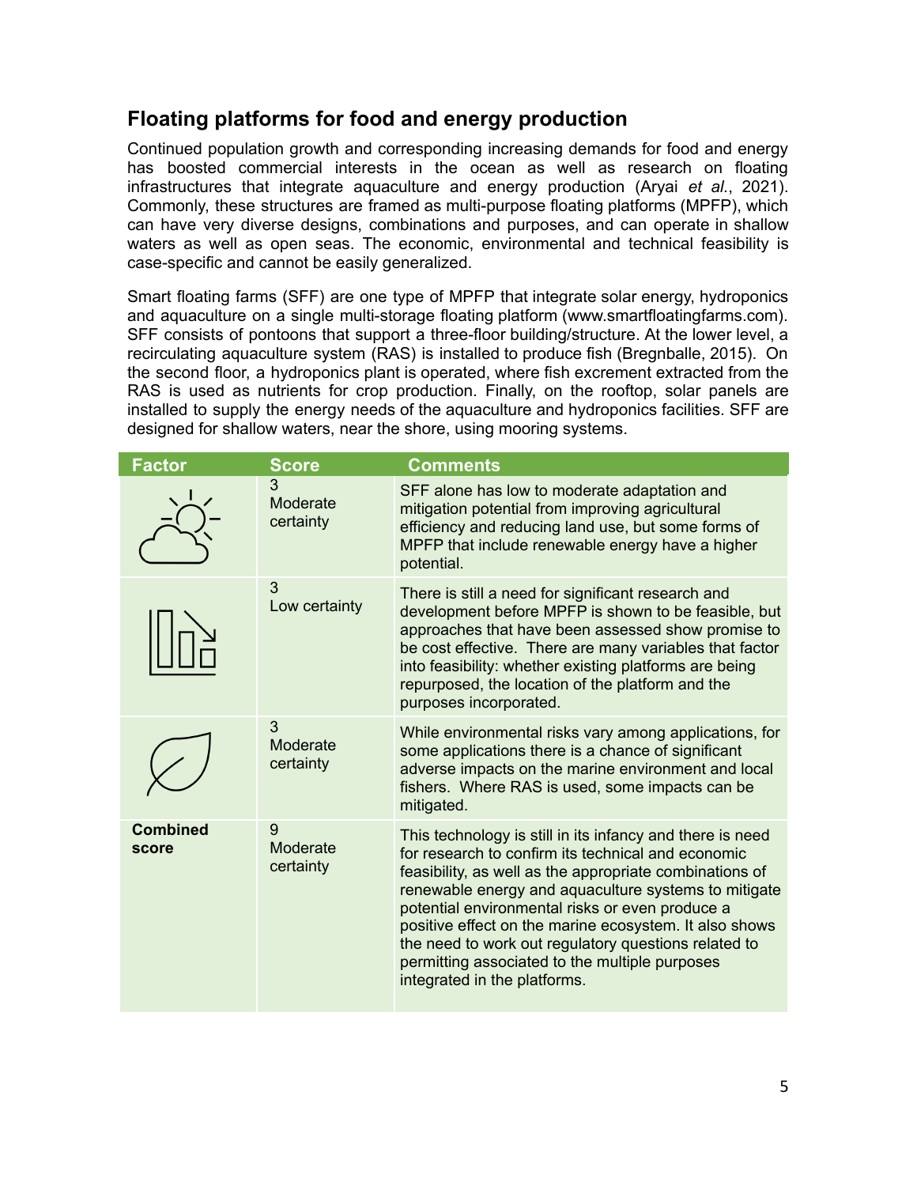## Floating platforms for food and energy production

Continued population growth and corresponding increasing demands for food and energy has boosted commercial interests in the ocean as well as research on floating infrastructures that integrate aquaculture and energy production (Aryai *et al.*, 2021). Commonly, these structures are framed as multi-purpose floating platforms (MPFP), which can have very diverse designs, combinations and purposes, and can operate in shallow waters as well as open seas. The economic, environmental and technical feasibility is case-specific and cannot be easily generalized.

Smart floating farms (SFF) are one type of MPFP that integrate solar energy, hydroponics and aquaculture on a single multi-storage floating platform (www.smartfloatingfarms.com). SFF consists of pontoons that support a three-floor building/structure. At the lower level, a recirculating aquaculture system (RAS) is installed to produce fish (Bregnballe, 2015). On the second floor, a hydroponics plant is operated, where fish excrement extracted from the RAS is used as nutrients for crop production. Finally, on the rooftop, solar panels are installed to supply the energy needs of the aquaculture and hydroponics facilities. SFF are designed for shallow waters, near the shore, using mooring systems.

| Factor | Score | Comments |
| --- | --- | --- |
| | 3<br>Moderate certainty | SFF alone has low to moderate adaptation and mitigation potential from improving agricultural efficiency and reducing land use, but some forms of MPFP that include renewable energy have a higher potential. |
| | 3<br>Low certainty | There is still a need for significant research and development before MPFP is shown to be feasible, but approaches that have been assessed show promise to be cost effective. There are many variables that factor into feasibility: whether existing platforms are being repurposed, the location of the platform and the purposes incorporated. |
| | 3<br>Moderate certainty | While environmental risks vary among applications, for some applications there is a chance of significant adverse impacts on the marine environment and local fishers. Where RAS is used, some impacts can be mitigated. |
| **Combined score** | 9<br>Moderate certainty | This technology is still in its infancy and there is need for research to confirm its technical and economic feasibility, as well as the appropriate combinations of renewable energy and aquaculture systems to mitigate potential environmental risks or even produce a positive effect on the marine ecosystem. It also shows the need to work out regulatory questions related to permitting associated to the multiple purposes integrated in the platforms. |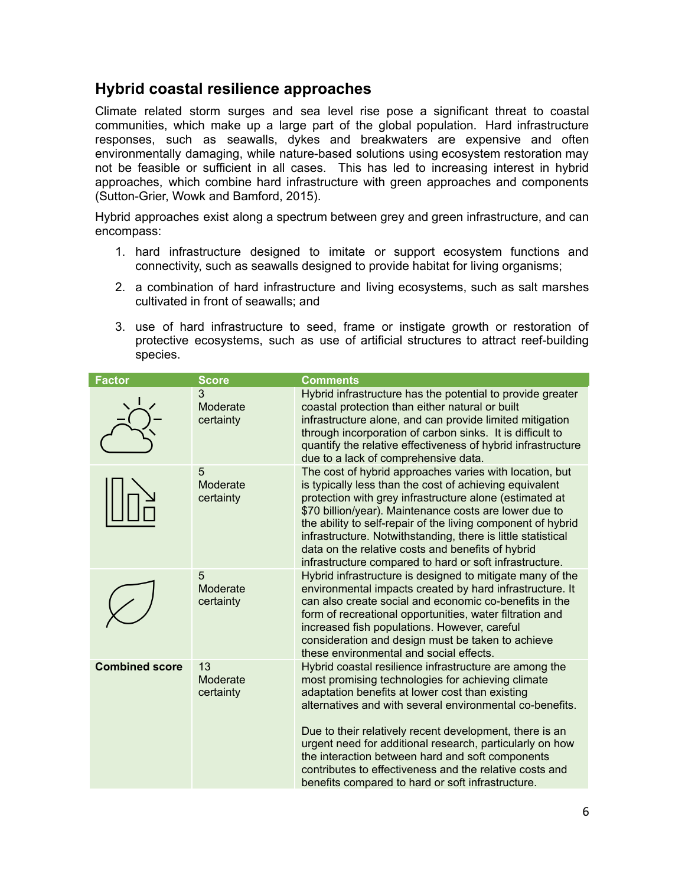## Hybrid coastal resilience approaches

Climate related storm surges and sea level rise pose a significant threat to coastal communities, which make up a large part of the global population. Hard infrastructure responses, such as seawalls, dykes and breakwaters are expensive and often environmentally damaging, while nature-based solutions using ecosystem restoration may not be feasible or sufficient in all cases. This has led to increasing interest in hybrid approaches, which combine hard infrastructure with green approaches and components (Sutton-Grier, Wowk and Bamford, 2015).

Hybrid approaches exist along a spectrum between grey and green infrastructure, and can encompass:

1. hard infrastructure designed to imitate or support ecosystem functions and connectivity, such as seawalls designed to provide habitat for living organisms;
2. a combination of hard infrastructure and living ecosystems, such as salt marshes cultivated in front of seawalls; and
3. use of hard infrastructure to seed, frame or instigate growth or restoration of protective ecosystems, such as use of artificial structures to attract reef-building species.

| Factor | Score | Comments |
| --- | --- | --- |
| | 3 Moderate certainty | Hybrid infrastructure has the potential to provide greater coastal protection than either natural or built infrastructure alone, and can provide limited mitigation through incorporation of carbon sinks. It is difficult to quantify the relative effectiveness of hybrid infrastructure due to a lack of comprehensive data. |
| | 5 Moderate certainty | The cost of hybrid approaches varies with location, but is typically less than the cost of achieving equivalent protection with grey infrastructure alone (estimated at $70 billion/year). Maintenance costs are lower due to the ability to self-repair of the living component of hybrid infrastructure. Notwithstanding, there is little statistical data on the relative costs and benefits of hybrid infrastructure compared to hard or soft infrastructure. |
| | 5 Moderate certainty | Hybrid infrastructure is designed to mitigate many of the environmental impacts created by hard infrastructure. It can also create social and economic co-benefits in the form of recreational opportunities, water filtration and increased fish populations. However, careful consideration and design must be taken to achieve these environmental and social effects. |
| **Combined score** | 13 Moderate certainty | Hybrid coastal resilience infrastructure are among the most promising technologies for achieving climate adaptation benefits at lower cost than existing alternatives and with several environmental co-benefits.<br><br>Due to their relatively recent development, there is an urgent need for additional research, particularly on how the interaction between hard and soft components contributes to effectiveness and the relative costs and benefits compared to hard or soft infrastructure. |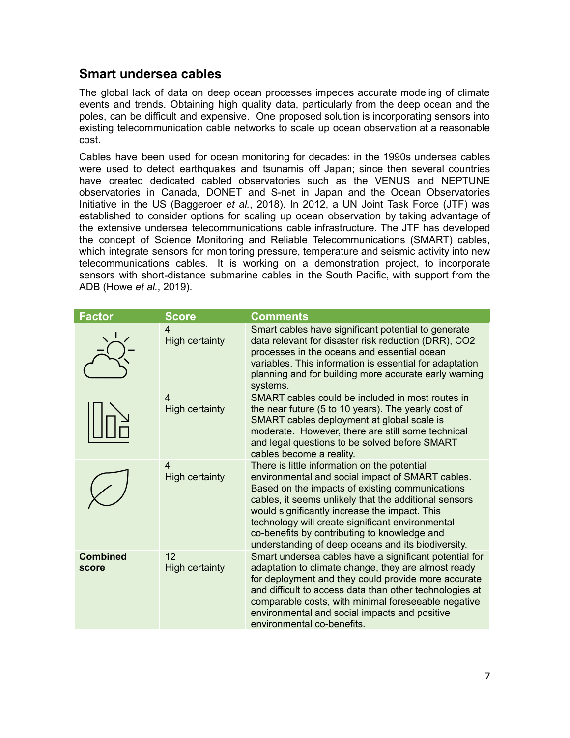## Smart undersea cables

The global lack of data on deep ocean processes impedes accurate modeling of climate events and trends. Obtaining high quality data, particularly from the deep ocean and the poles, can be difficult and expensive. One proposed solution is incorporating sensors into existing telecommunication cable networks to scale up ocean observation at a reasonable cost.

Cables have been used for ocean monitoring for decades: in the 1990s undersea cables were used to detect earthquakes and tsunamis off Japan; since then several countries have created dedicated cabled observatories such as the VENUS and NEPTUNE observatories in Canada, DONET and S-net in Japan and the Ocean Observatories Initiative in the US (Baggeroer *et al.*, 2018). In 2012, a UN Joint Task Force (JTF) was established to consider options for scaling up ocean observation by taking advantage of the extensive undersea telecommunications cable infrastructure. The JTF has developed the concept of Science Monitoring and Reliable Telecommunications (SMART) cables, which integrate sensors for monitoring pressure, temperature and seismic activity into new telecommunications cables. It is working on a demonstration project, to incorporate sensors with short-distance submarine cables in the South Pacific, with support from the ADB (Howe *et al.*, 2019).

| Factor | Score | Comments |
|---|---|---|
| | 4<br>High certainty | Smart cables have significant potential to generate data relevant for disaster risk reduction (DRR), $CO_2$ processes in the oceans and essential ocean variables. This information is essential for adaptation planning and for building more accurate early warning systems. |
| | 4<br>High certainty | SMART cables could be included in most routes in the near future (5 to 10 years). The yearly cost of SMART cables deployment at global scale is moderate. However, there are still some technical and legal questions to be solved before SMART cables become a reality. |
| | 4<br>High certainty | There is little information on the potential environmental and social impact of SMART cables. Based on the impacts of existing communications cables, it seems unlikely that the additional sensors would significantly increase the impact. This technology will create significant environmental co-benefits by contributing to knowledge and understanding of deep oceans and its biodiversity. |
| **Combined score** | 12<br>High certainty | Smart undersea cables have a significant potential for adaptation to climate change, they are almost ready for deployment and they could provide more accurate and difficult to access data than other technologies at comparable costs, with minimal foreseeable negative environmental and social impacts and positive environmental co-benefits. |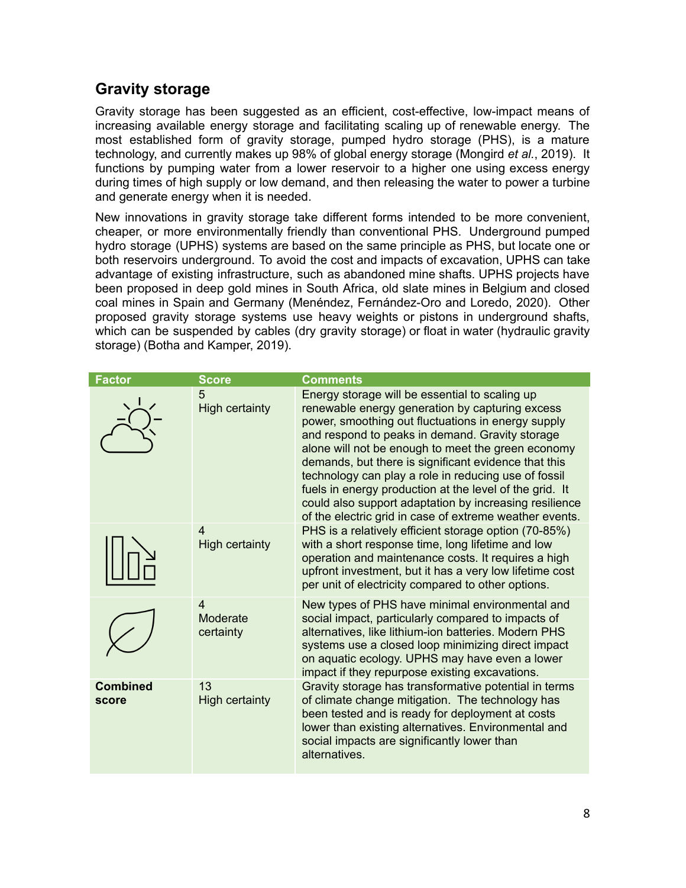## Gravity storage

Gravity storage has been suggested as an efficient, cost-effective, low-impact means of increasing available energy storage and facilitating scaling up of renewable energy. The most established form of gravity storage, pumped hydro storage (PHS), is a mature technology, and currently makes up 98% of global energy storage (Mongird *et al.*, 2019). It functions by pumping water from a lower reservoir to a higher one using excess energy during times of high supply or low demand, and then releasing the water to power a turbine and generate energy when it is needed.

New innovations in gravity storage take different forms intended to be more convenient, cheaper, or more environmentally friendly than conventional PHS. Underground pumped hydro storage (UPHS) systems are based on the same principle as PHS, but locate one or both reservoirs underground. To avoid the cost and impacts of excavation, UPHS can take advantage of existing infrastructure, such as abandoned mine shafts. UPHS projects have been proposed in deep gold mines in South Africa, old slate mines in Belgium and closed coal mines in Spain and Germany (Menéndez, Fernández-Oro and Loredo, 2020). Other proposed gravity storage systems use heavy weights or pistons in underground shafts, which can be suspended by cables (dry gravity storage) or float in water (hydraulic gravity storage) (Botha and Kamper, 2019).

| Factor | Score | Comments |
|---|---|---|
| | 5<br>High certainty | Energy storage will be essential to scaling up renewable energy generation by capturing excess power, smoothing out fluctuations in energy supply and respond to peaks in demand. Gravity storage alone will not be enough to meet the green economy demands, but there is significant evidence that this technology can play a role in reducing use of fossil fuels in energy production at the level of the grid. It could also support adaptation by increasing resilience of the electric grid in case of extreme weather events. |
| | 4<br>High certainty | PHS is a relatively efficient storage option (70-85%) with a short response time, long lifetime and low operation and maintenance costs. It requires a high upfront investment, but it has a very low lifetime cost per unit of electricity compared to other options. |
| | 4<br>Moderate certainty | New types of PHS have minimal environmental and social impact, particularly compared to impacts of alternatives, like lithium-ion batteries. Modern PHS systems use a closed loop minimizing direct impact on aquatic ecology. UPHS may have even a lower impact if they repurpose existing excavations. |
| **Combined score** | 13<br>High certainty | Gravity storage has transformative potential in terms of climate change mitigation. The technology has been tested and is ready for deployment at costs lower than existing alternatives. Environmental and social impacts are significantly lower than alternatives. |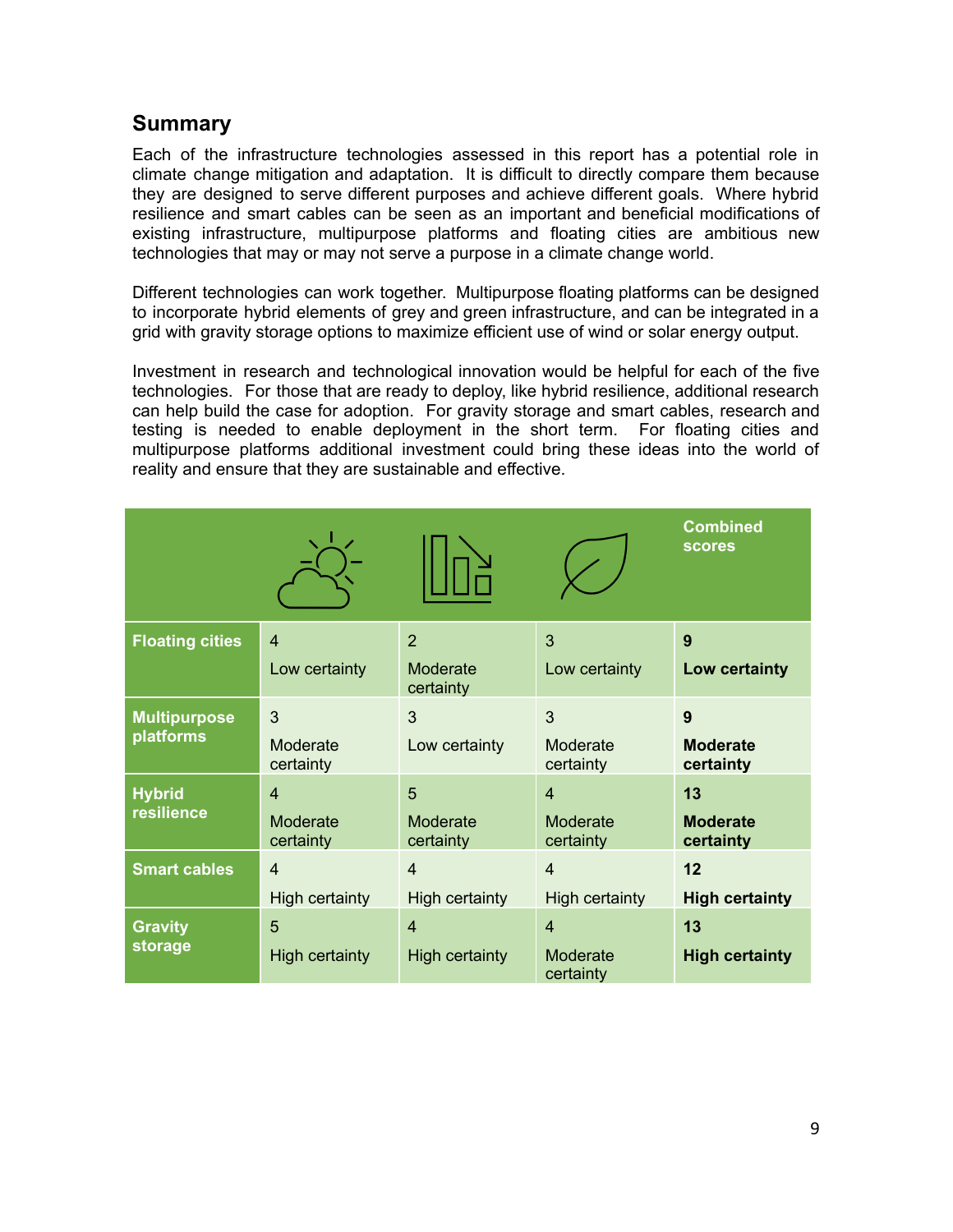## Summary

Each of the infrastructure technologies assessed in this report has a potential role in climate change mitigation and adaptation. It is difficult to directly compare them because they are designed to serve different purposes and achieve different goals. Where hybrid resilience and smart cables can be seen as an important and beneficial modifications of existing infrastructure, multipurpose platforms and floating cities are ambitious new technologies that may or may not serve a purpose in a climate change world.

Different technologies can work together. Multipurpose floating platforms can be designed to incorporate hybrid elements of grey and green infrastructure, and can be integrated in a grid with gravity storage options to maximize efficient use of wind or solar energy output.

Investment in research and technological innovation would be helpful for each of the five technologies. For those that are ready to deploy, like hybrid resilience, additional research can help build the case for adoption. For gravity storage and smart cables, research and testing is needed to enable deployment in the short term. For floating cities and multipurpose platforms additional investment could bring these ideas into the world of reality and ensure that they are sustainable and effective.

| | | | | **Combined scores** |
|---|---|---|---|---|
| **Floating cities** | 4<br>Low certainty | 2<br>Moderate certainty | 3<br>Low certainty | **9**<br>**Low certainty** |
| **Multipurpose platforms** | 3<br>Moderate certainty | 3<br>Low certainty | 3<br>Moderate certainty | **9**<br>**Moderate certainty** |
| **Hybrid resilience** | 4<br>Moderate certainty | 5<br>Moderate certainty | 4<br>Moderate certainty | **13**<br>**Moderate certainty** |
| **Smart cables** | 4<br>High certainty | 4<br>High certainty | 4<br>High certainty | **12**<br>**High certainty** |
| **Gravity storage** | 5<br>High certainty | 4<br>High certainty | 4<br>Moderate certainty | **13**<br>**High certainty** |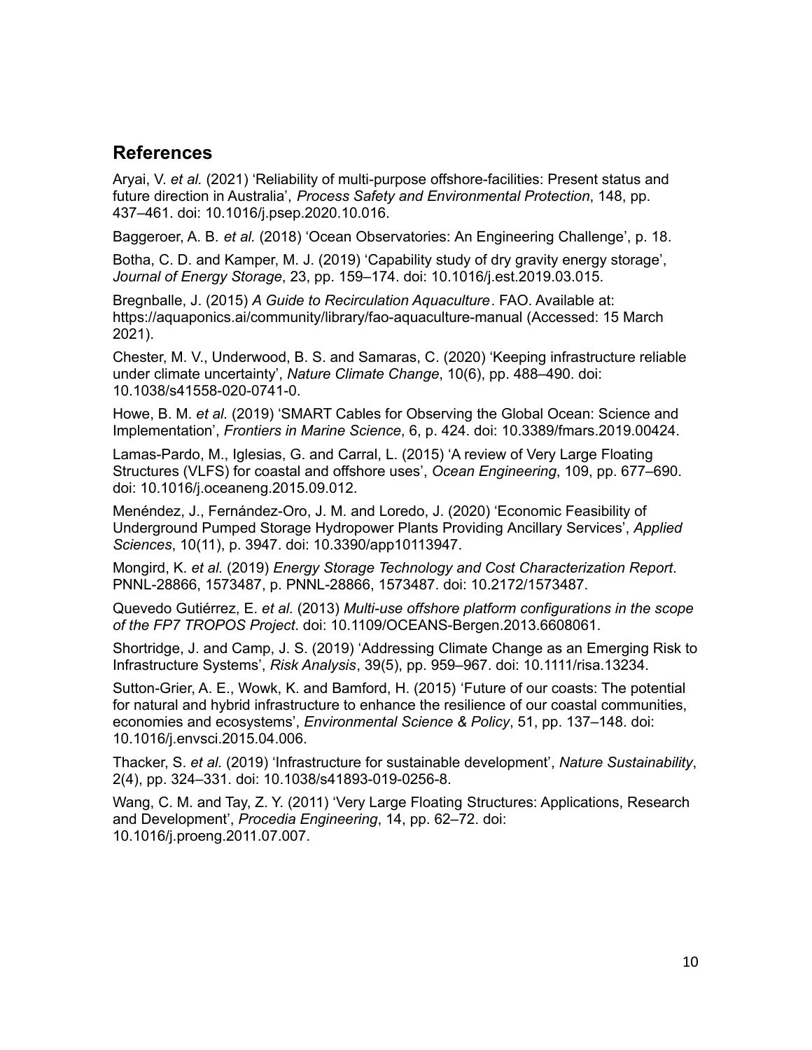## References

Aryai, V. *et al.* (2021) 'Reliability of multi-purpose offshore-facilities: Present status and future direction in Australia', *Process Safety and Environmental Protection*, 148, pp. 437–461. doi: 10.1016/j.psep.2020.10.016.

Baggeroer, A. B. *et al.* (2018) 'Ocean Observatories: An Engineering Challenge', p. 18.

Botha, C. D. and Kamper, M. J. (2019) 'Capability study of dry gravity energy storage', *Journal of Energy Storage*, 23, pp. 159–174. doi: 10.1016/j.est.2019.03.015.

Bregnballe, J. (2015) *A Guide to Recirculation Aquaculture*. FAO. Available at: https://aquaponics.ai/community/library/fao-aquaculture-manual (Accessed: 15 March 2021).

Chester, M. V., Underwood, B. S. and Samaras, C. (2020) 'Keeping infrastructure reliable under climate uncertainty', *Nature Climate Change*, 10(6), pp. 488–490. doi: 10.1038/s41558-020-0741-0.

Howe, B. M. *et al.* (2019) 'SMART Cables for Observing the Global Ocean: Science and Implementation', *Frontiers in Marine Science*, 6, p. 424. doi: 10.3389/fmars.2019.00424.

Lamas-Pardo, M., Iglesias, G. and Carral, L. (2015) 'A review of Very Large Floating Structures (VLFS) for coastal and offshore uses', *Ocean Engineering*, 109, pp. 677–690. doi: 10.1016/j.oceaneng.2015.09.012.

Menéndez, J., Fernández-Oro, J. M. and Loredo, J. (2020) 'Economic Feasibility of Underground Pumped Storage Hydropower Plants Providing Ancillary Services', *Applied Sciences*, 10(11), p. 3947. doi: 10.3390/app10113947.

Mongird, K. *et al.* (2019) *Energy Storage Technology and Cost Characterization Report*. PNNL-28866, 1573487, p. PNNL-28866, 1573487. doi: 10.2172/1573487.

Quevedo Gutiérrez, E. *et al.* (2013) *Multi-use offshore platform configurations in the scope of the FP7 TROPOS Project*. doi: 10.1109/OCEANS-Bergen.2013.6608061.

Shortridge, J. and Camp, J. S. (2019) 'Addressing Climate Change as an Emerging Risk to Infrastructure Systems', *Risk Analysis*, 39(5), pp. 959–967. doi: 10.1111/risa.13234.

Sutton-Grier, A. E., Wowk, K. and Bamford, H. (2015) 'Future of our coasts: The potential for natural and hybrid infrastructure to enhance the resilience of our coastal communities, economies and ecosystems', *Environmental Science & Policy*, 51, pp. 137–148. doi: 10.1016/j.envsci.2015.04.006.

Thacker, S. *et al.* (2019) 'Infrastructure for sustainable development', *Nature Sustainability*, 2(4), pp. 324–331. doi: 10.1038/s41893-019-0256-8.

Wang, C. M. and Tay, Z. Y. (2011) 'Very Large Floating Structures: Applications, Research and Development', *Procedia Engineering*, 14, pp. 62–72. doi: 10.1016/j.proeng.2011.07.007.